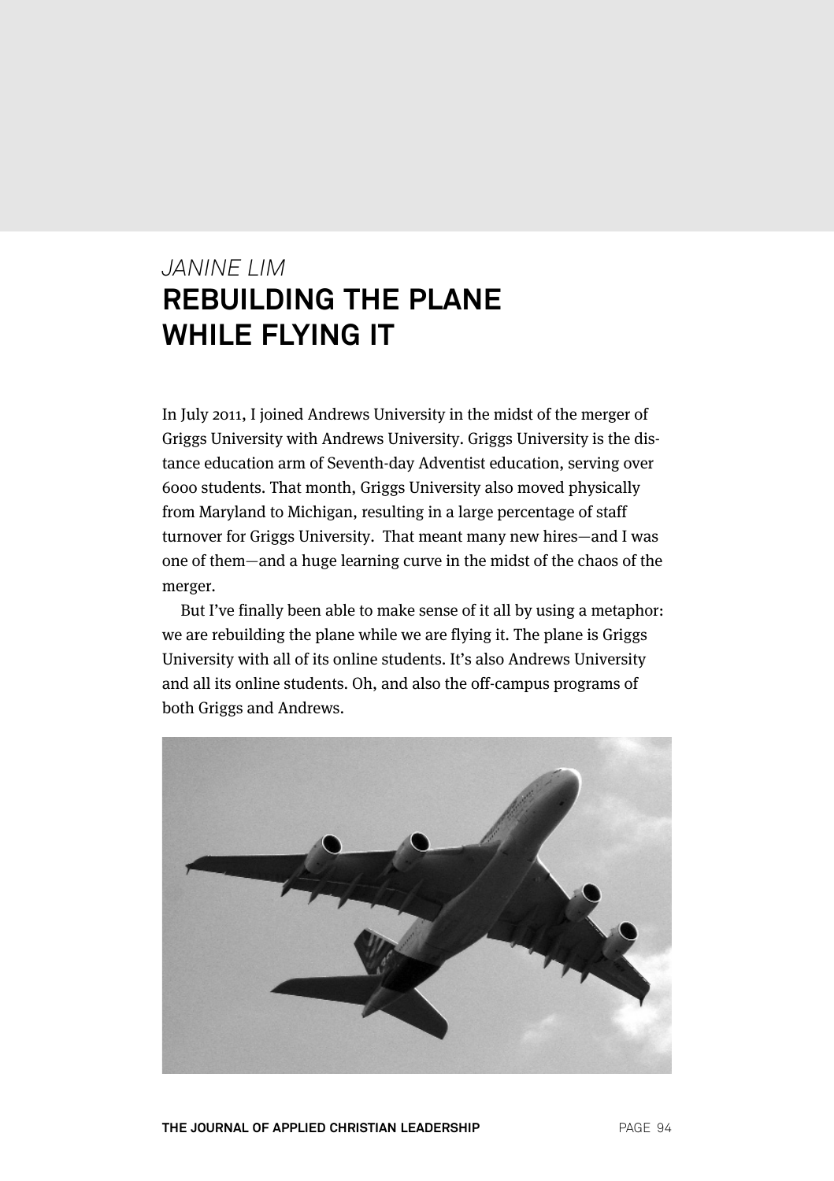*JANINE LIM*

# REBUILDING THE PLANE WHILE FLYING IT

In July 2011, I joined Andrews University in the midst of the merger of Griggs University with Andrews University. Griggs University is the distance education arm of Seventh-day Adventist education, serving over 6000 students. That month, Griggs University also moved physically from Maryland to Michigan, resulting in a large percentage of staff turnover for Griggs University. That meant many new hires—and I was one of them—and a huge learning curve in the midst of the chaos of the merger.

But I've finally been able to make sense of it all by using a metaphor: we are rebuilding the plane while we are flying it. The plane is Griggs University with all of its online students. It's also Andrews University and all its online students. Oh, and also the off-campus programs of both Griggs and Andrews.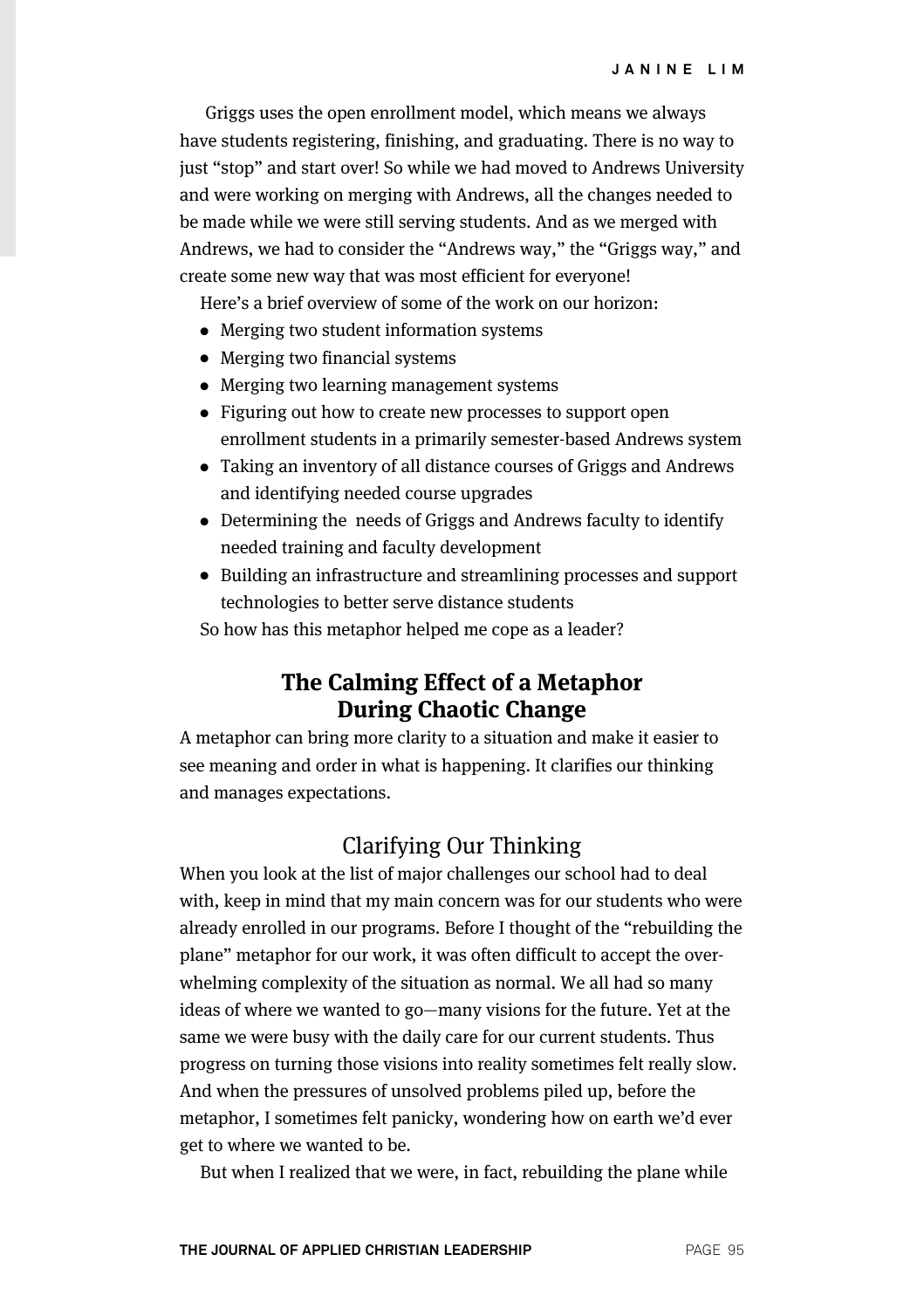Griggs uses the open enrollment model, which means we always have students registering, finishing, and graduating. There is no way to just “stop” and start over! So while we had moved to Andrews University and were working on merging with Andrews, all the changes needed to be made while we were still serving students. And as we merged with Andrews, we had to consider the “Andrews way,” the “Griggs way,” and create some new way that was most efficient for everyone!

Here’s a brief overview of some of the work on our horizon:

- Merging two student information systems
- Merging two financial systems
- Merging two learning management systems
- Figuring out how to create new processes to support open enrollment students in a primarily semester-based Andrews system
- Taking an inventory of all distance courses of Griggs and Andrews and identifying needed course upgrades
- Determining the needs of Griggs and Andrews faculty to identify needed training and faculty development
- Building an infrastructure and streamlining processes and support technologies to better serve distance students

So how has this metaphor helped me cope as a leader?

## The Calming Effect of a Metaphor During Chaotic Change

A metaphor can bring more clarity to a situation and make it easier to see meaning and order in what is happening. It clarifies our thinking and manages expectations.

### Clarifying Our Thinking

When you look at the list of major challenges our school had to deal with, keep in mind that my main concern was for our students who were already enrolled in our programs. Before I thought of the “rebuilding the plane” metaphor for our work, it was often difficult to accept the overwhelming complexity of the situation as normal. We all had so many ideas of where we wanted to go—many visions for the future. Yet at the same we were busy with the daily care for our current students. Thus progress on turning those visions into reality sometimes felt really slow. And when the pressures of unsolved problems piled up, before the metaphor, I sometimes felt panicky, wondering how on earth we’d ever get to where we wanted to be.

But when I realized that we were, in fact, rebuilding the plane while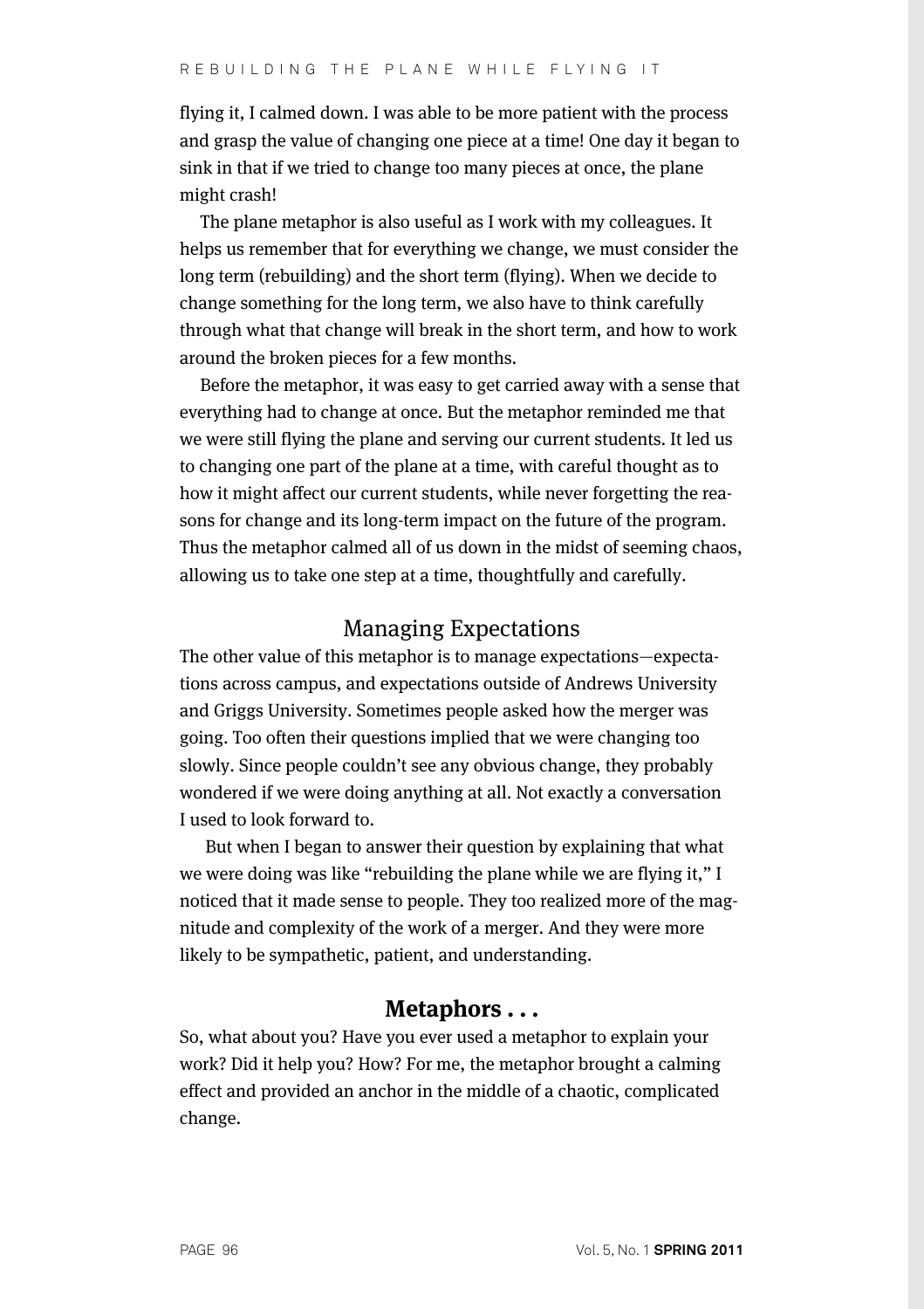flying it, I calmed down. I was able to be more patient with the process and grasp the value of changing one piece at a time! One day it began to sink in that if we tried to change too many pieces at once, the plane might crash!

The plane metaphor is also useful as I work with my colleagues. It helps us remember that for everything we change, we must consider the long term (rebuilding) and the short term (flying). When we decide to change something for the long term, we also have to think carefully through what that change will break in the short term, and how to work around the broken pieces for a few months.

Before the metaphor, it was easy to get carried away with a sense that everything had to change at once. But the metaphor reminded me that we were still flying the plane and serving our current students. It led us to changing one part of the plane at a time, with careful thought as to how it might affect our current students, while never forgetting the reasons for change and its long-term impact on the future of the program. Thus the metaphor calmed all of us down in the midst of seeming chaos, allowing us to take one step at a time, thoughtfully and carefully.

## Managing Expectations

The other value of this metaphor is to manage expectations—expectations across campus, and expectations outside of Andrews University and Griggs University. Sometimes people asked how the merger was going. Too often their questions implied that we were changing too slowly. Since people couldn't see any obvious change, they probably wondered if we were doing anything at all. Not exactly a conversation I used to look forward to.

But when I began to answer their question by explaining that what we were doing was like "rebuilding the plane while we are flying it," I noticed that it made sense to people. They too realized more of the magnitude and complexity of the work of a merger. And they were more likely to be sympathetic, patient, and understanding.

## Metaphors . . .

So, what about you? Have you ever used a metaphor to explain your work? Did it help you? How? For me, the metaphor brought a calming effect and provided an anchor in the middle of a chaotic, complicated change.